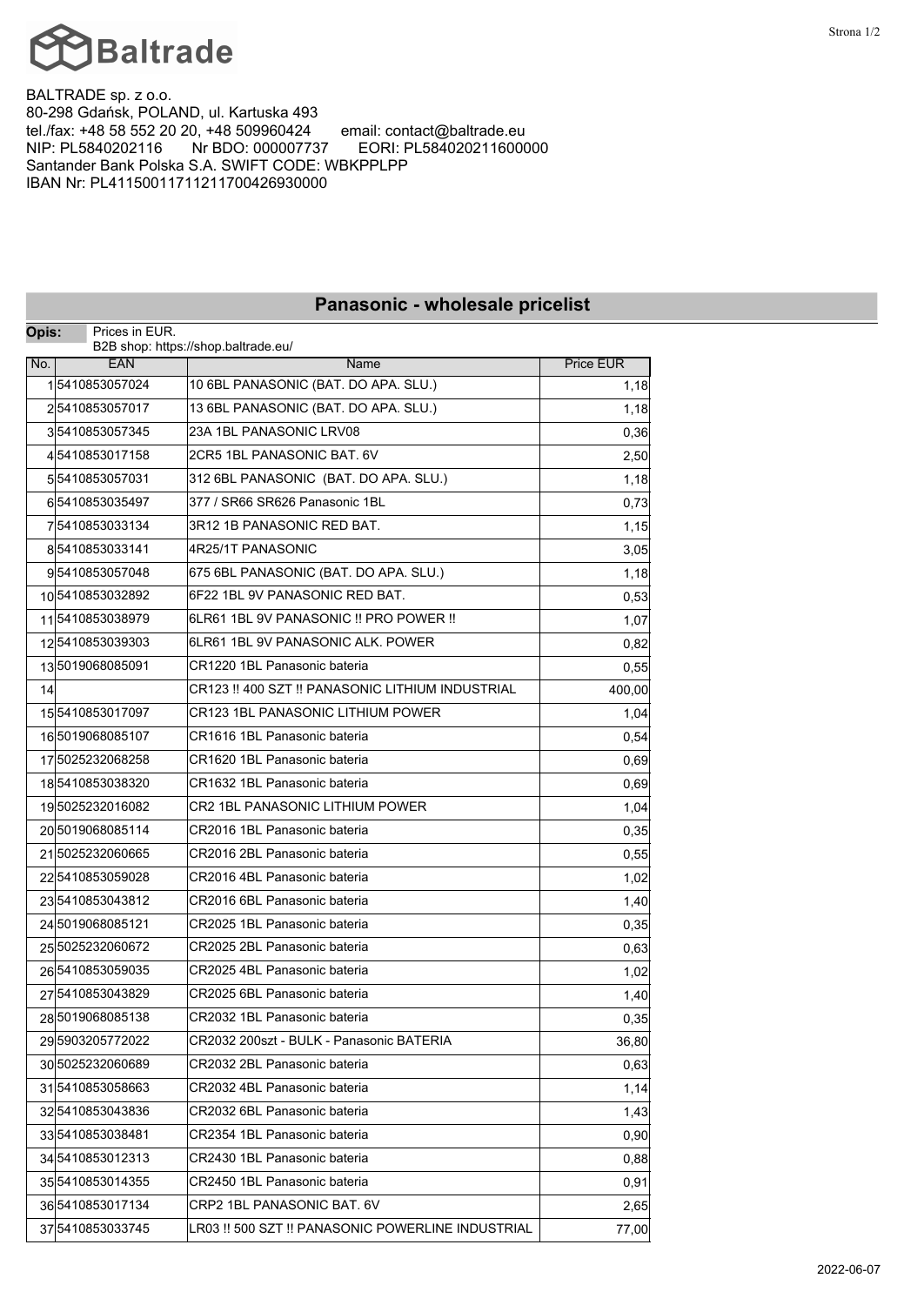# Baltrade

BALTRADE sp. z o.o.
80-298 Gdańsk, POLAND, ul. Kartuska 493
tel./fax: +48 58 552 20 20, +48 509960424 email: contact@baltrade.eu
NIP: PL5840202116 Nr BDO: 000007737 EORI: PL584020211600000
Santander Bank Polska S.A. SWIFT CODE: WBKPPLPP
IBAN Nr: PL41150011711211700426930000

## Panasonic - wholesale pricelist

**Opis:** Prices in EUR.
B2B shop: https://shop.baltrade.eu/

| No. | EAN | Name | Price EUR |
|---|---|---|---|
| 1 | 5410853057024 | 10 6BL PANASONIC (BAT. DO APA. SLU.) | 1,18 |
| 2 | 5410853057017 | 13 6BL PANASONIC (BAT. DO APA. SLU.) | 1,18 |
| 3 | 5410853057345 | 23A 1BL PANASONIC LRV08 | 0,36 |
| 4 | 5410853017158 | 2CR5 1BL PANASONIC BAT. 6V | 2,50 |
| 5 | 5410853057031 | 312 6BL PANASONIC (BAT. DO APA. SLU.) | 1,18 |
| 6 | 5410853035497 | 377 / SR66 SR626 Panasonic 1BL | 0,73 |
| 7 | 5410853033134 | 3R12 1B PANASONIC RED BAT. | 1,15 |
| 8 | 5410853033141 | 4R25/1T PANASONIC | 3,05 |
| 9 | 5410853057048 | 675 6BL PANASONIC (BAT. DO APA. SLU.) | 1,18 |
| 10 | 5410853032892 | 6F22 1BL 9V PANASONIC RED BAT. | 0,53 |
| 11 | 5410853038979 | 6LR61 1BL 9V PANASONIC !! PRO POWER !! | 1,07 |
| 12 | 5410853039303 | 6LR61 1BL 9V PANASONIC ALK. POWER | 0,82 |
| 13 | 5019068085091 | CR1220 1BL Panasonic bateria | 0,55 |
| 14 | | CR123 !! 400 SZT !! PANASONIC LITHIUM INDUSTRIAL | 400,00 |
| 15 | 5410853017097 | CR123 1BL PANASONIC LITHIUM POWER | 1,04 |
| 16 | 5019068085107 | CR1616 1BL Panasonic bateria | 0,54 |
| 17 | 5025232068258 | CR1620 1BL Panasonic bateria | 0,69 |
| 18 | 5410853038320 | CR1632 1BL Panasonic bateria | 0,69 |
| 19 | 5025232016082 | CR2 1BL PANASONIC LITHIUM POWER | 1,04 |
| 20 | 5019068085114 | CR2016 1BL Panasonic bateria | 0,35 |
| 21 | 5025232060665 | CR2016 2BL Panasonic bateria | 0,55 |
| 22 | 5410853059028 | CR2016 4BL Panasonic bateria | 1,02 |
| 23 | 5410853043812 | CR2016 6BL Panasonic bateria | 1,40 |
| 24 | 5019068085121 | CR2025 1BL Panasonic bateria | 0,35 |
| 25 | 5025232060672 | CR2025 2BL Panasonic bateria | 0,63 |
| 26 | 5410853059035 | CR2025 4BL Panasonic bateria | 1,02 |
| 27 | 5410853043829 | CR2025 6BL Panasonic bateria | 1,40 |
| 28 | 5019068085138 | CR2032 1BL Panasonic bateria | 0,35 |
| 29 | 5903205772022 | CR2032 200szt - BULK - Panasonic BATERIA | 36,80 |
| 30 | 5025232060689 | CR2032 2BL Panasonic bateria | 0,63 |
| 31 | 5410853058663 | CR2032 4BL Panasonic bateria | 1,14 |
| 32 | 5410853043836 | CR2032 6BL Panasonic bateria | 1,43 |
| 33 | 5410853038481 | CR2354 1BL Panasonic bateria | 0,90 |
| 34 | 5410853012313 | CR2430 1BL Panasonic bateria | 0,88 |
| 35 | 5410853014355 | CR2450 1BL Panasonic bateria | 0,91 |
| 36 | 5410853017134 | CRP2 1BL PANASONIC BAT. 6V | 2,65 |
| 37 | 5410853033745 | LR03 !! 500 SZT !! PANASONIC POWERLINE INDUSTRIAL | 77,00 |

2022-06-07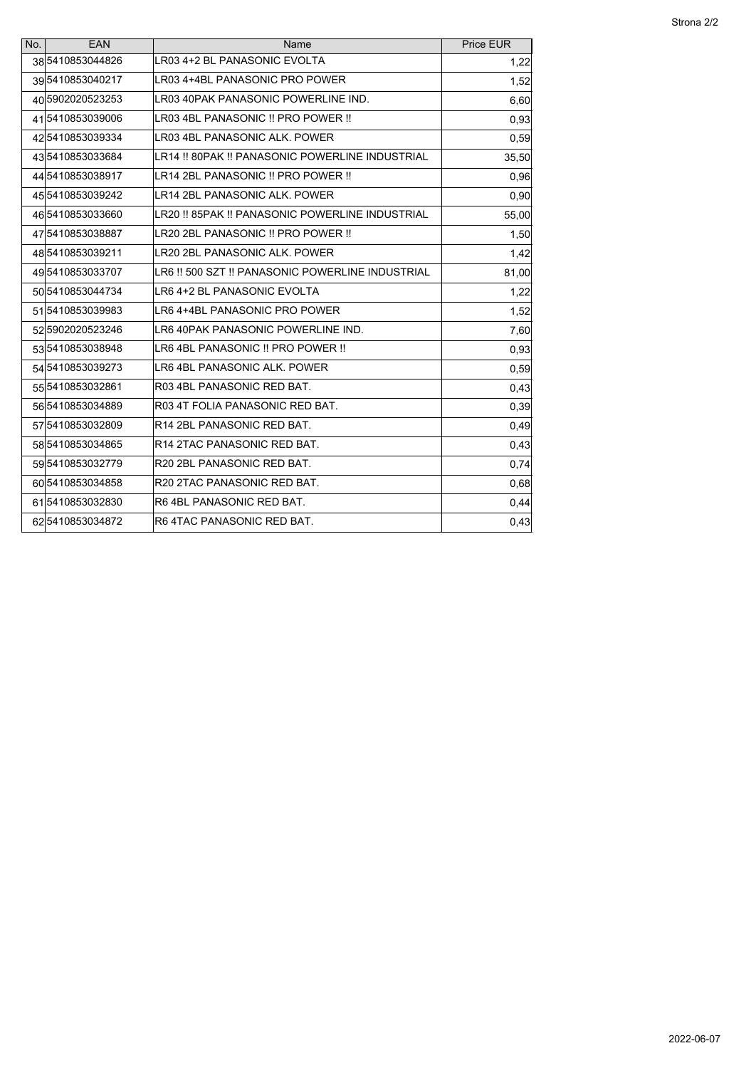| No. | EAN | Name | Price EUR |
|---|---|---|---|
| 38 | 5410853044826 | LR03 4+2 BL PANASONIC EVOLTA | 1,22 |
| 39 | 5410853040217 | LR03 4+4BL PANASONIC PRO POWER | 1,52 |
| 40 | 5902020523253 | LR03 40PAK PANASONIC POWERLINE IND. | 6,60 |
| 41 | 5410853039006 | LR03 4BL PANASONIC !! PRO POWER !! | 0,93 |
| 42 | 5410853039334 | LR03 4BL PANASONIC ALK. POWER | 0,59 |
| 43 | 5410853033684 | LR14 !! 80PAK !! PANASONIC POWERLINE INDUSTRIAL | 35,50 |
| 44 | 5410853038917 | LR14 2BL PANASONIC !! PRO POWER !! | 0,96 |
| 45 | 5410853039242 | LR14 2BL PANASONIC ALK. POWER | 0,90 |
| 46 | 5410853033660 | LR20 !! 85PAK !! PANASONIC POWERLINE INDUSTRIAL | 55,00 |
| 47 | 5410853038887 | LR20 2BL PANASONIC !! PRO POWER !! | 1,50 |
| 48 | 5410853039211 | LR20 2BL PANASONIC ALK. POWER | 1,42 |
| 49 | 5410853033707 | LR6 !! 500 SZT !! PANASONIC POWERLINE INDUSTRIAL | 81,00 |
| 50 | 5410853044734 | LR6 4+2 BL PANASONIC EVOLTA | 1,22 |
| 51 | 5410853039983 | LR6 4+4BL PANASONIC PRO POWER | 1,52 |
| 52 | 5902020523246 | LR6 40PAK PANASONIC POWERLINE IND. | 7,60 |
| 53 | 5410853038948 | LR6 4BL PANASONIC !! PRO POWER !! | 0,93 |
| 54 | 5410853039273 | LR6 4BL PANASONIC ALK. POWER | 0,59 |
| 55 | 5410853032861 | R03 4BL PANASONIC RED BAT. | 0,43 |
| 56 | 5410853034889 | R03 4T FOLIA PANASONIC RED BAT. | 0,39 |
| 57 | 5410853032809 | R14 2BL PANASONIC RED BAT. | 0,49 |
| 58 | 5410853034865 | R14 2TAC PANASONIC RED BAT. | 0,43 |
| 59 | 5410853032779 | R20 2BL PANASONIC RED BAT. | 0,74 |
| 60 | 5410853034858 | R20 2TAC PANASONIC RED BAT. | 0,68 |
| 61 | 5410853032830 | R6 4BL PANASONIC RED BAT. | 0,44 |
| 62 | 5410853034872 | R6 4TAC PANASONIC RED BAT. | 0,43 |

2022-06-07